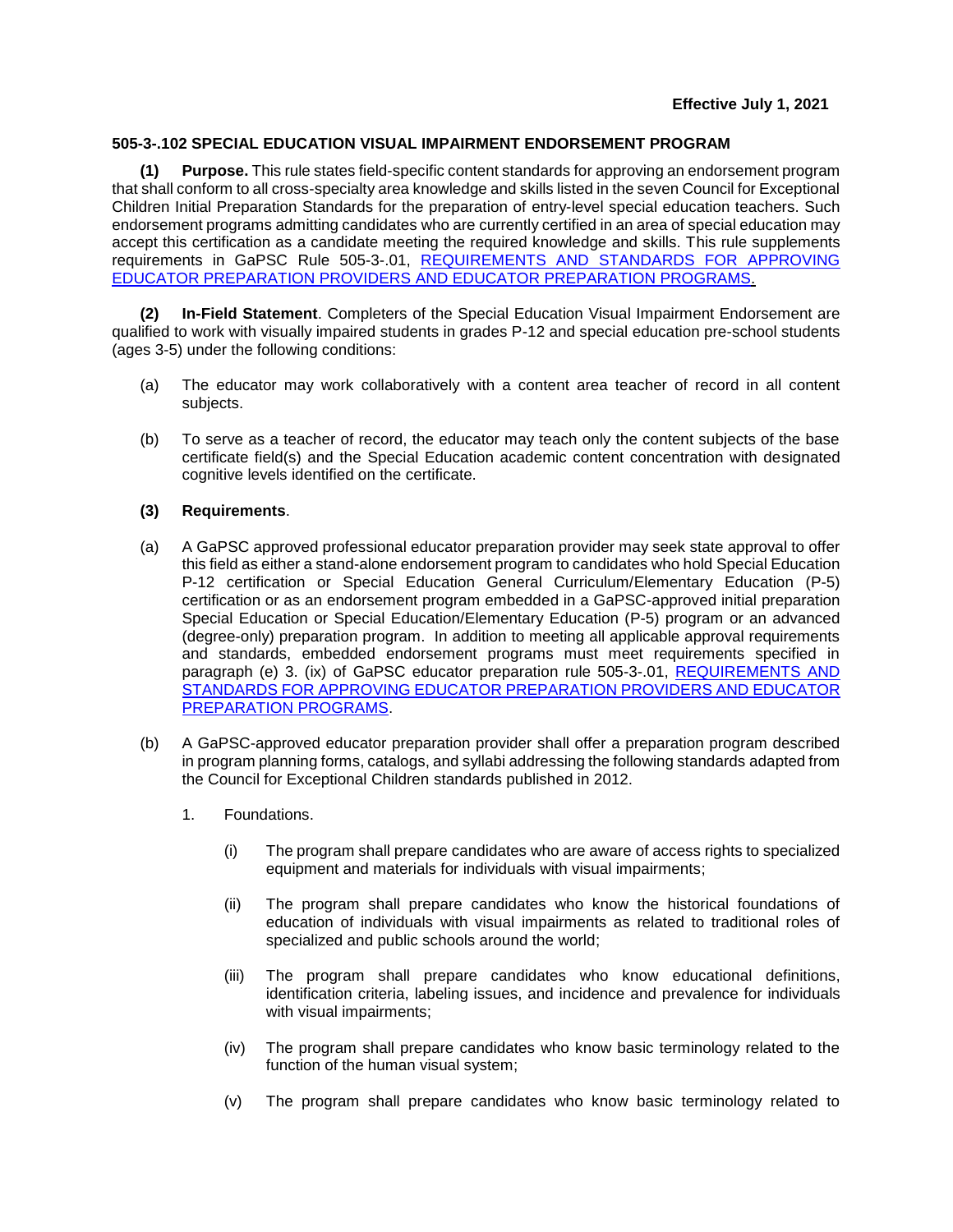**Effective July 1, 2021**

## 505-3-.102 SPECIAL EDUCATION VISUAL IMPAIRMENT ENDORSEMENT PROGRAM

**(1) Purpose.** This rule states field-specific content standards for approving an endorsement program that shall conform to all cross-specialty area knowledge and skills listed in the seven Council for Exceptional Children Initial Preparation Standards for the preparation of entry-level special education teachers. Such endorsement programs admitting candidates who are currently certified in an area of special education may accept this certification as a candidate meeting the required knowledge and skills. This rule supplements requirements in GaPSC Rule 505-3-.01, REQUIREMENTS AND STANDARDS FOR APPROVING EDUCATOR PREPARATION PROVIDERS AND EDUCATOR PREPARATION PROGRAMS.

**(2) In-Field Statement**. Completers of the Special Education Visual Impairment Endorsement are qualified to work with visually impaired students in grades P-12 and special education pre-school students (ages 3-5) under the following conditions:

(a) The educator may work collaboratively with a content area teacher of record in all content subjects.

(b) To serve as a teacher of record, the educator may teach only the content subjects of the base certificate field(s) and the Special Education academic content concentration with designated cognitive levels identified on the certificate.

**(3) Requirements**.

(a) A GaPSC approved professional educator preparation provider may seek state approval to offer this field as either a stand-alone endorsement program to candidates who hold Special Education P-12 certification or Special Education General Curriculum/Elementary Education (P-5) certification or as an endorsement program embedded in a GaPSC-approved initial preparation Special Education or Special Education/Elementary Education (P-5) program or an advanced (degree-only) preparation program. In addition to meeting all applicable approval requirements and standards, embedded endorsement programs must meet requirements specified in paragraph (e) 3. (ix) of GaPSC educator preparation rule 505-3-.01, REQUIREMENTS AND STANDARDS FOR APPROVING EDUCATOR PREPARATION PROVIDERS AND EDUCATOR PREPARATION PROGRAMS.

(b) A GaPSC-approved educator preparation provider shall offer a preparation program described in program planning forms, catalogs, and syllabi addressing the following standards adapted from the Council for Exceptional Children standards published in 2012.

1. Foundations.

(i) The program shall prepare candidates who are aware of access rights to specialized equipment and materials for individuals with visual impairments;

(ii) The program shall prepare candidates who know the historical foundations of education of individuals with visual impairments as related to traditional roles of specialized and public schools around the world;

(iii) The program shall prepare candidates who know educational definitions, identification criteria, labeling issues, and incidence and prevalence for individuals with visual impairments;

(iv) The program shall prepare candidates who know basic terminology related to the function of the human visual system;

(v) The program shall prepare candidates who know basic terminology related to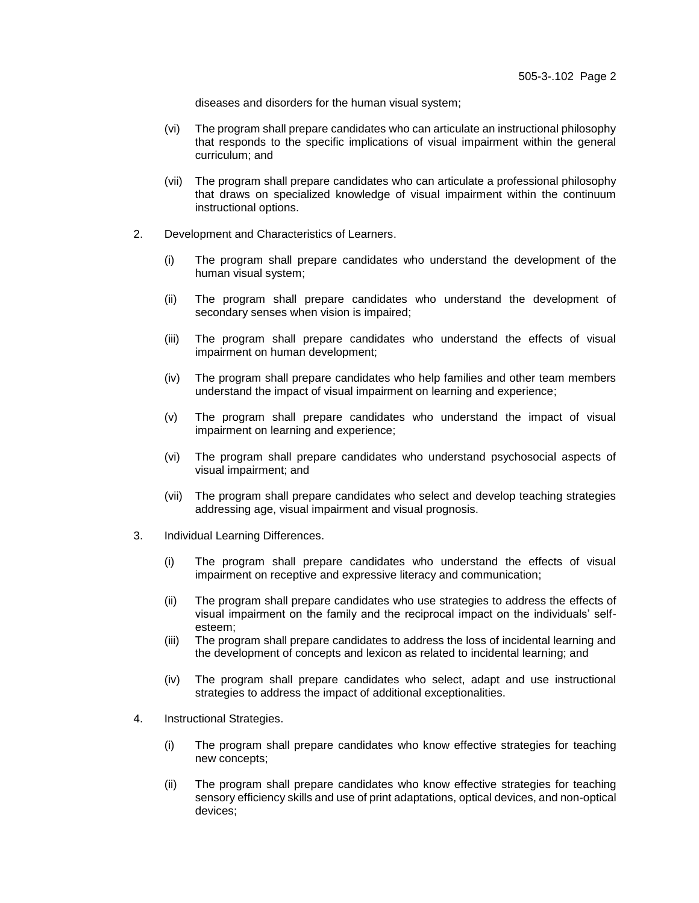diseases and disorders for the human visual system;

(vi) The program shall prepare candidates who can articulate an instructional philosophy that responds to the specific implications of visual impairment within the general curriculum; and

(vii) The program shall prepare candidates who can articulate a professional philosophy that draws on specialized knowledge of visual impairment within the continuum instructional options.

2. Development and Characteristics of Learners.

(i) The program shall prepare candidates who understand the development of the human visual system;

(ii) The program shall prepare candidates who understand the development of secondary senses when vision is impaired;

(iii) The program shall prepare candidates who understand the effects of visual impairment on human development;

(iv) The program shall prepare candidates who help families and other team members understand the impact of visual impairment on learning and experience;

(v) The program shall prepare candidates who understand the impact of visual impairment on learning and experience;

(vi) The program shall prepare candidates who understand psychosocial aspects of visual impairment; and

(vii) The program shall prepare candidates who select and develop teaching strategies addressing age, visual impairment and visual prognosis.

3. Individual Learning Differences.

(i) The program shall prepare candidates who understand the effects of visual impairment on receptive and expressive literacy and communication;

(ii) The program shall prepare candidates who use strategies to address the effects of visual impairment on the family and the reciprocal impact on the individuals' self-esteem;

(iii) The program shall prepare candidates to address the loss of incidental learning and the development of concepts and lexicon as related to incidental learning; and

(iv) The program shall prepare candidates who select, adapt and use instructional strategies to address the impact of additional exceptionalities.

4. Instructional Strategies.

(i) The program shall prepare candidates who know effective strategies for teaching new concepts;

(ii) The program shall prepare candidates who know effective strategies for teaching sensory efficiency skills and use of print adaptations, optical devices, and non-optical devices;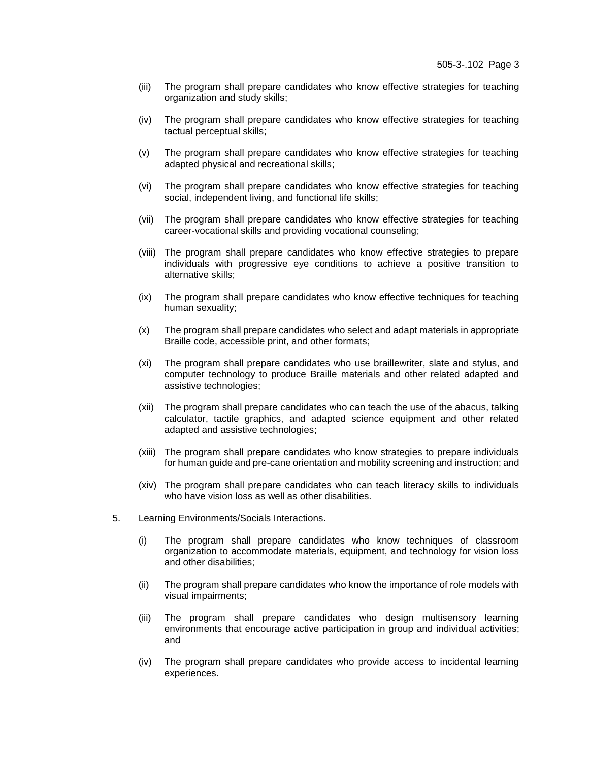(iii) The program shall prepare candidates who know effective strategies for teaching organization and study skills;

(iv) The program shall prepare candidates who know effective strategies for teaching tactual perceptual skills;

(v) The program shall prepare candidates who know effective strategies for teaching adapted physical and recreational skills;

(vi) The program shall prepare candidates who know effective strategies for teaching social, independent living, and functional life skills;

(vii) The program shall prepare candidates who know effective strategies for teaching career-vocational skills and providing vocational counseling;

(viii) The program shall prepare candidates who know effective strategies to prepare individuals with progressive eye conditions to achieve a positive transition to alternative skills;

(ix) The program shall prepare candidates who know effective techniques for teaching human sexuality;

(x) The program shall prepare candidates who select and adapt materials in appropriate Braille code, accessible print, and other formats;

(xi) The program shall prepare candidates who use braillewriter, slate and stylus, and computer technology to produce Braille materials and other related adapted and assistive technologies;

(xii) The program shall prepare candidates who can teach the use of the abacus, talking calculator, tactile graphics, and adapted science equipment and other related adapted and assistive technologies;

(xiii) The program shall prepare candidates who know strategies to prepare individuals for human guide and pre-cane orientation and mobility screening and instruction; and

(xiv) The program shall prepare candidates who can teach literacy skills to individuals who have vision loss as well as other disabilities.

5. Learning Environments/Socials Interactions.

(i) The program shall prepare candidates who know techniques of classroom organization to accommodate materials, equipment, and technology for vision loss and other disabilities;

(ii) The program shall prepare candidates who know the importance of role models with visual impairments;

(iii) The program shall prepare candidates who design multisensory learning environments that encourage active participation in group and individual activities; and

(iv) The program shall prepare candidates who provide access to incidental learning experiences.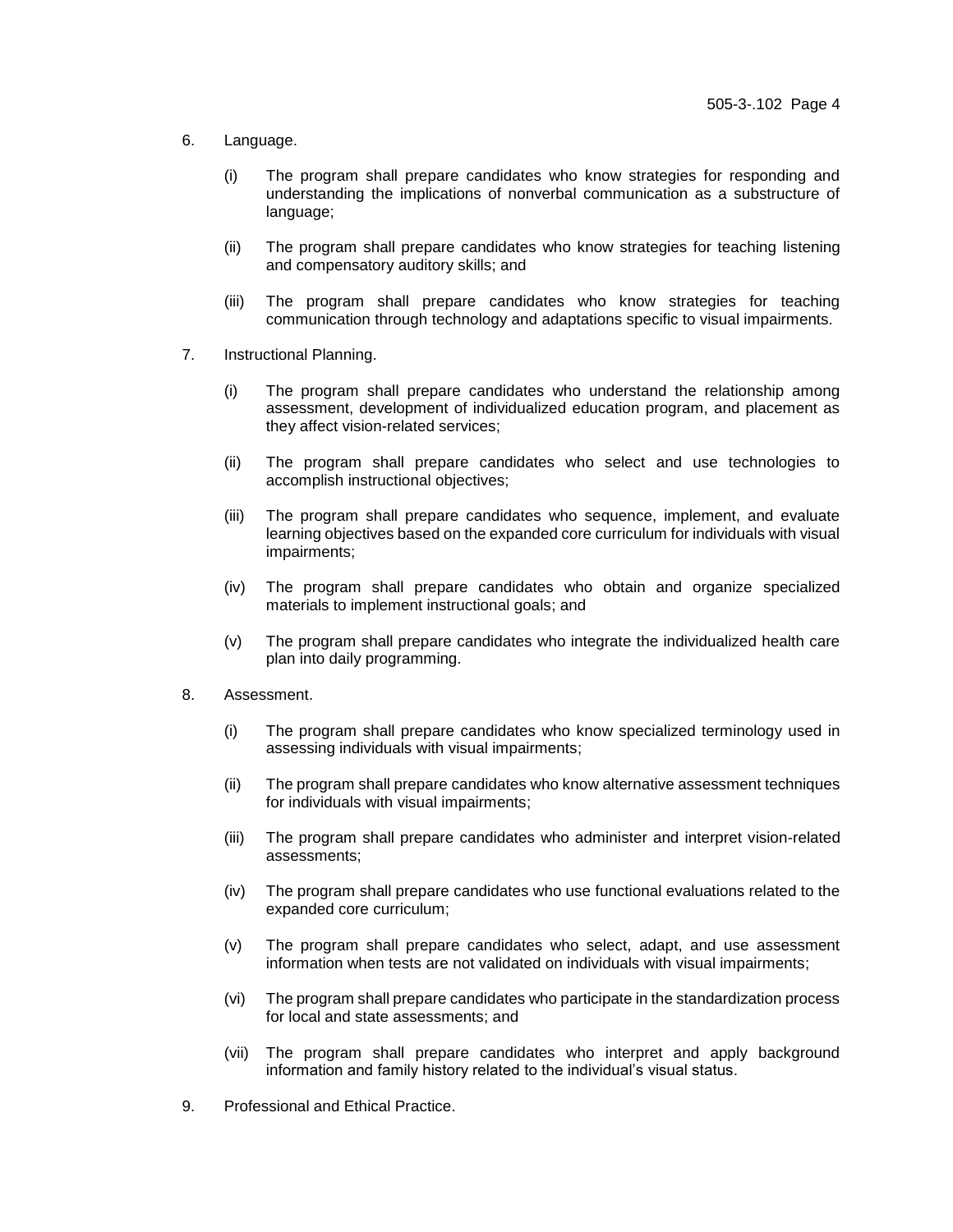6. Language.

   (i) The program shall prepare candidates who know strategies for responding and understanding the implications of nonverbal communication as a substructure of language;

   (ii) The program shall prepare candidates who know strategies for teaching listening and compensatory auditory skills; and

   (iii) The program shall prepare candidates who know strategies for teaching communication through technology and adaptations specific to visual impairments.

7. Instructional Planning.

   (i) The program shall prepare candidates who understand the relationship among assessment, development of individualized education program, and placement as they affect vision-related services;

   (ii) The program shall prepare candidates who select and use technologies to accomplish instructional objectives;

   (iii) The program shall prepare candidates who sequence, implement, and evaluate learning objectives based on the expanded core curriculum for individuals with visual impairments;

   (iv) The program shall prepare candidates who obtain and organize specialized materials to implement instructional goals; and

   (v) The program shall prepare candidates who integrate the individualized health care plan into daily programming.

8. Assessment.

   (i) The program shall prepare candidates who know specialized terminology used in assessing individuals with visual impairments;

   (ii) The program shall prepare candidates who know alternative assessment techniques for individuals with visual impairments;

   (iii) The program shall prepare candidates who administer and interpret vision-related assessments;

   (iv) The program shall prepare candidates who use functional evaluations related to the expanded core curriculum;

   (v) The program shall prepare candidates who select, adapt, and use assessment information when tests are not validated on individuals with visual impairments;

   (vi) The program shall prepare candidates who participate in the standardization process for local and state assessments; and

   (vii) The program shall prepare candidates who interpret and apply background information and family history related to the individual's visual status.

9. Professional and Ethical Practice.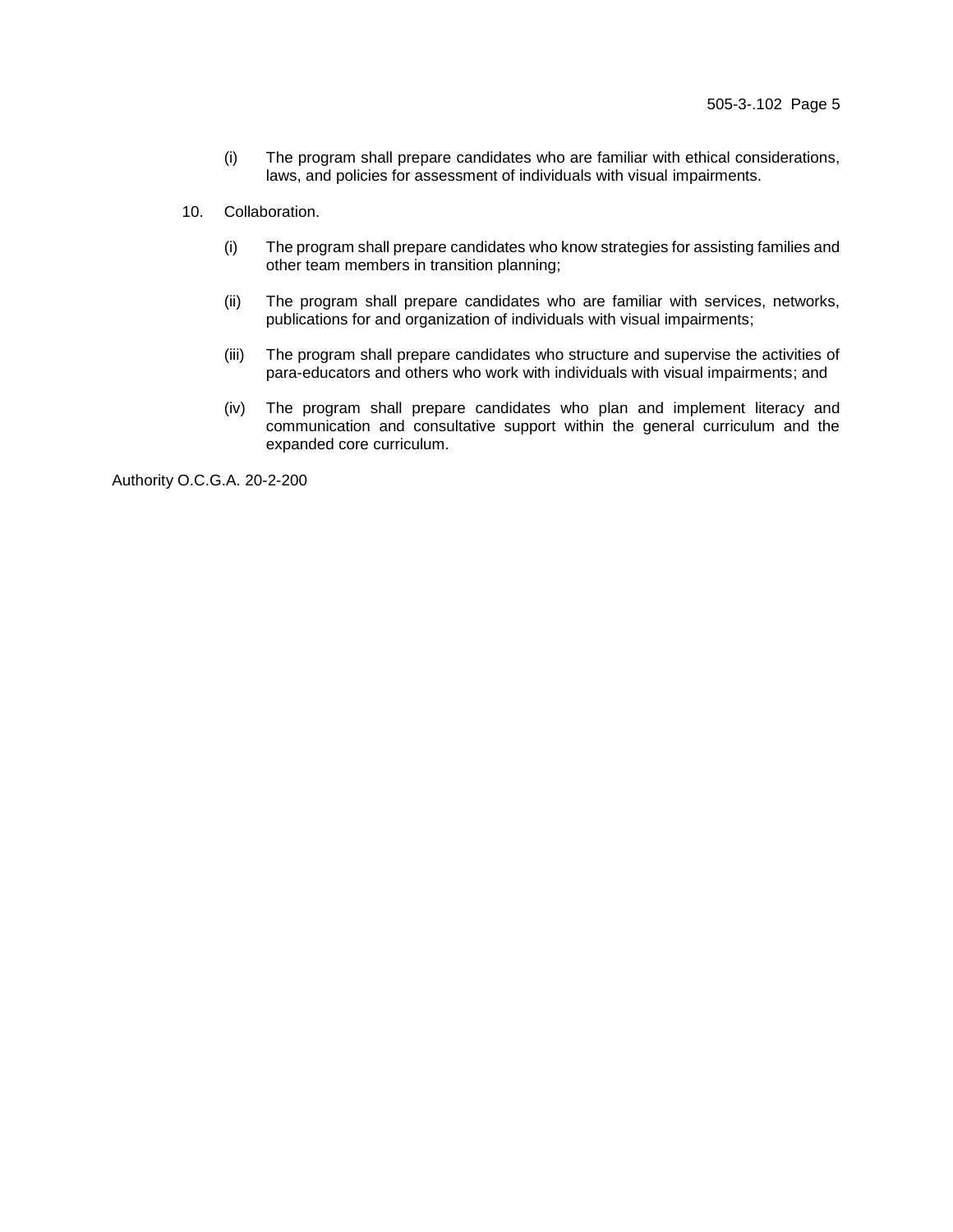(i) The program shall prepare candidates who are familiar with ethical considerations, laws, and policies for assessment of individuals with visual impairments.

10. Collaboration.

    (i) The program shall prepare candidates who know strategies for assisting families and other team members in transition planning;

    (ii) The program shall prepare candidates who are familiar with services, networks, publications for and organization of individuals with visual impairments;

    (iii) The program shall prepare candidates who structure and supervise the activities of para-educators and others who work with individuals with visual impairments; and

    (iv) The program shall prepare candidates who plan and implement literacy and communication and consultative support within the general curriculum and the expanded core curriculum.

Authority O.C.G.A. 20-2-200